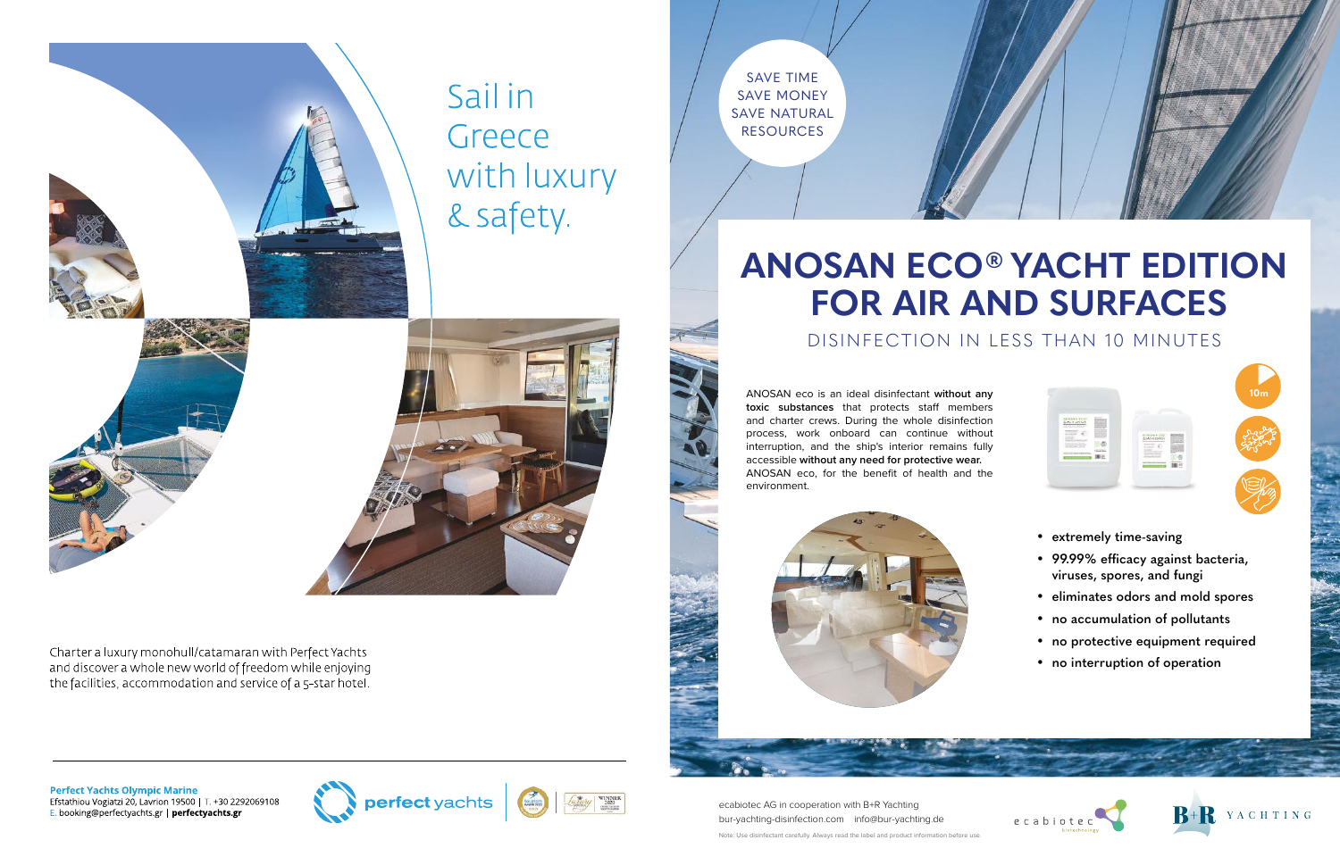# Sail in Greece with luxury & safety.

Charter a luxury monohull/catamaran with Perfect Yachts and discover a whole new world of freedom while enjoying the facilities, accommodation and service of a 5-star hotel.

**Perfect Yachts Olympic Marine**
Efstathiou Vogiatzi 20, Lavrion 19500 | T. +30 2292069108
E. booking@perfectyachts.gr | **perfectyachts.gr**

perfect yachts

---

SAVE TIME
SAVE MONEY
SAVE NATURAL RESOURCES

# ANOSAN ECO® YACHT EDITION FOR AIR AND SURFACES

## DISINFECTION IN LESS THAN 10 MINUTES

ANOSAN eco is an ideal disinfectant **without any toxic substances** that protects staff members and charter crews. During the whole disinfection process, work onboard can continue without interruption, and the ship's interior remains fully accessible **without any need for protective wear.** ANOSAN eco, for the benefit of health and the environment.

10m

- extremely time-saving
- 99.99% efficacy against bacteria, viruses, spores, and fungi
- eliminates odors and mold spores
- no accumulation of pollutants
- no protective equipment required
- no interruption of operation

ecabiotec AG in cooperation with B+R Yachting
bur-yachting-disinfection.com info@bur-yachting.de

Note: Use disinfectant carefully. Always read the label and product information before use.

ecabiotec biotechnology

B+R YACHTING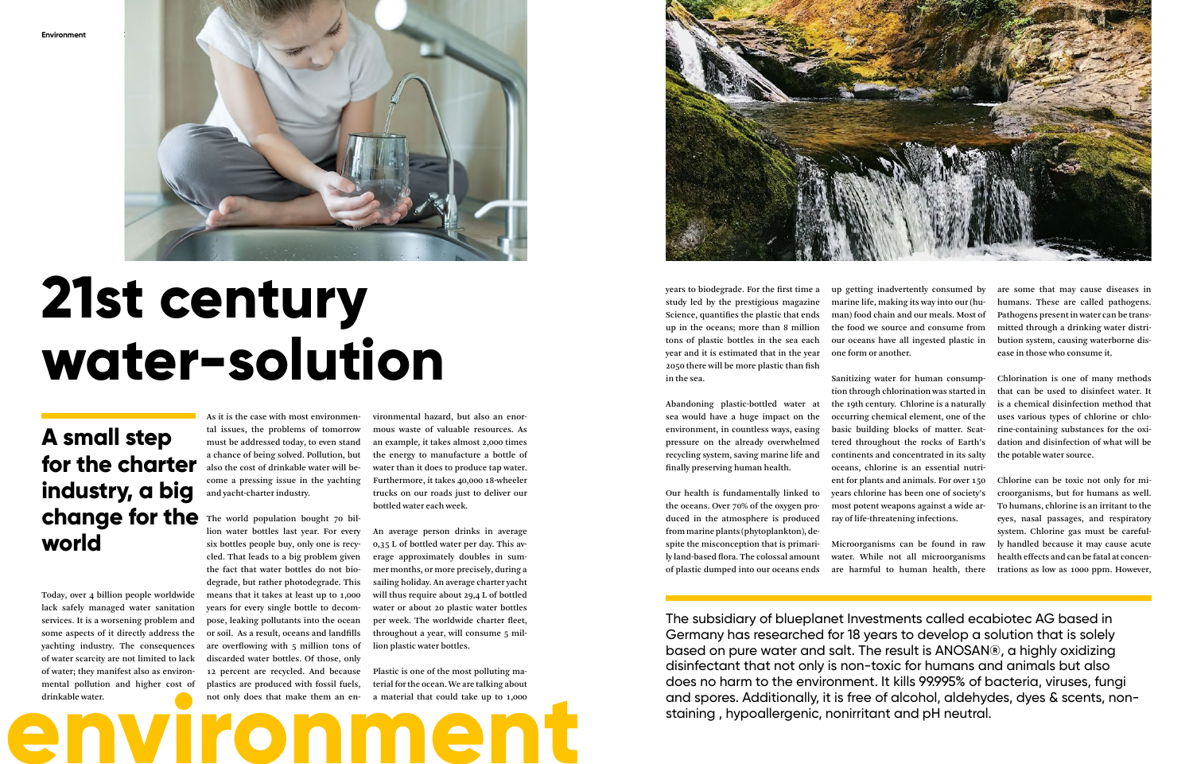# 21st century water-solution

## A small step for the charter industry, a big change for the world

Today, over 4 billion people worldwide lack safely managed water sanitation services. It is a worsening problem and some aspects of it directly address the yachting industry. The consequences of water scarcity are not limited to lack of water; they manifest also as environmental pollution and higher cost of drinkable water.

As it is the case with most environmental issues, the problems of tomorrow must be addressed today, to even stand a chance of being solved. Pollution, but also the cost of drinkable water will become a pressing issue in the yachting and yacht-charter industry.

The world population bought 70 billion water bottles last year. For every six bottles people buy, only one is recycled. That leads to a big problem given the fact that water bottles do not biodegrade, but rather photodegrade. This means that it takes at least up to 1,000 years for every single bottle to decompose, leaking pollutants into the ocean or soil. As a result, oceans and landfills are overflowing with 5 million tons of discarded water bottles. Of those, only 12 percent are recycled. And because plastics are produced with fossil fuels, not only does that make them an environmental hazard, but also an enormous waste of valuable resources. As an example, it takes almost 2,000 times the energy to manufacture a bottle of water than it does to produce tap water. Furthermore, it takes 40,000 18-wheeler trucks on our roads just to deliver our bottled water each week.

An average person drinks in average 0,35 L of bottled water per day. This average approximately doubles in summer months, or more precisely, during a sailing holiday. An average charter yacht will thus require about 29,4 L of bottled water or about 20 plastic water bottles per week. The worldwide charter fleet, throughout a year, will consume 5 million plastic water bottles.

Plastic is one of the most polluting material for the ocean. We are talking about a material that could take up to 1,000 years to biodegrade. For the first time a study led by the prestigious magazine Science, quantifies the plastic that ends up in the oceans; more than 8 million tons of plastic bottles in the sea each year and it is estimated that in the year 2050 there will be more plastic than fish in the sea.

Abandoning plastic-bottled water at sea would have a huge impact on the environment, in countless ways, easing pressure on the already overwhelmed recycling system, saving marine life and finally preserving human health.

Our health is fundamentally linked to the oceans. Over 70% of the oxygen produced in the atmosphere is produced from marine plants (phytoplankton), despite the misconception that is primarily land-based flora. The colossal amount of plastic dumped into our oceans ends up getting inadvertently consumed by marine life, making its way into our (human) food chain and our meals. Most of the food we source and consume from our oceans have all ingested plastic in one form or another.

Sanitizing water for human consumption through chlorination was started in the 19th century. Chlorine is a naturally occurring chemical element, one of the basic building blocks of matter. Scattered throughout the rocks of Earth's continents and concentrated in its salty oceans, chlorine is an essential nutrient for plants and animals. For over 150 years chlorine has been one of society's most potent weapons against a wide array of life-threatening infections.

Microorganisms can be found in raw water. While not all microorganisms are harmful to human health, there are some that may cause diseases in humans. These are called pathogens. Pathogens present in water can be transmitted through a drinking water distribution system, causing waterborne disease in those who consume it.

Chlorination is one of many methods that can be used to disinfect water. It is a chemical disinfection method that uses various types of chlorine or chlorine-containing substances for the oxidation and disinfection of what will be the potable water source.

Chlorine can be toxic not only for microorganisms, but for humans as well. To humans, chlorine is an irritant to the eyes, nasal passages, and respiratory system. Chlorine gas must be carefully handled because it may cause acute health effects and can be fatal at concentrations as low as 1000 ppm. However,

The subsidiary of blueplanet Investments called ecabiotec AG based in Germany has researched for 18 years to develop a solution that is solely based on pure water and salt. The result is ANOSAN®, a highly oxidizing disinfectant that not only is non-toxic for humans and animals but also does no harm to the environment. It kills 99.995% of bacteria, viruses, fungi and spores. Additionally, it is free of alcohol, aldehydes, dyes & scents, non-staining , hypoallergenic, nonirritant and pH neutral.

environment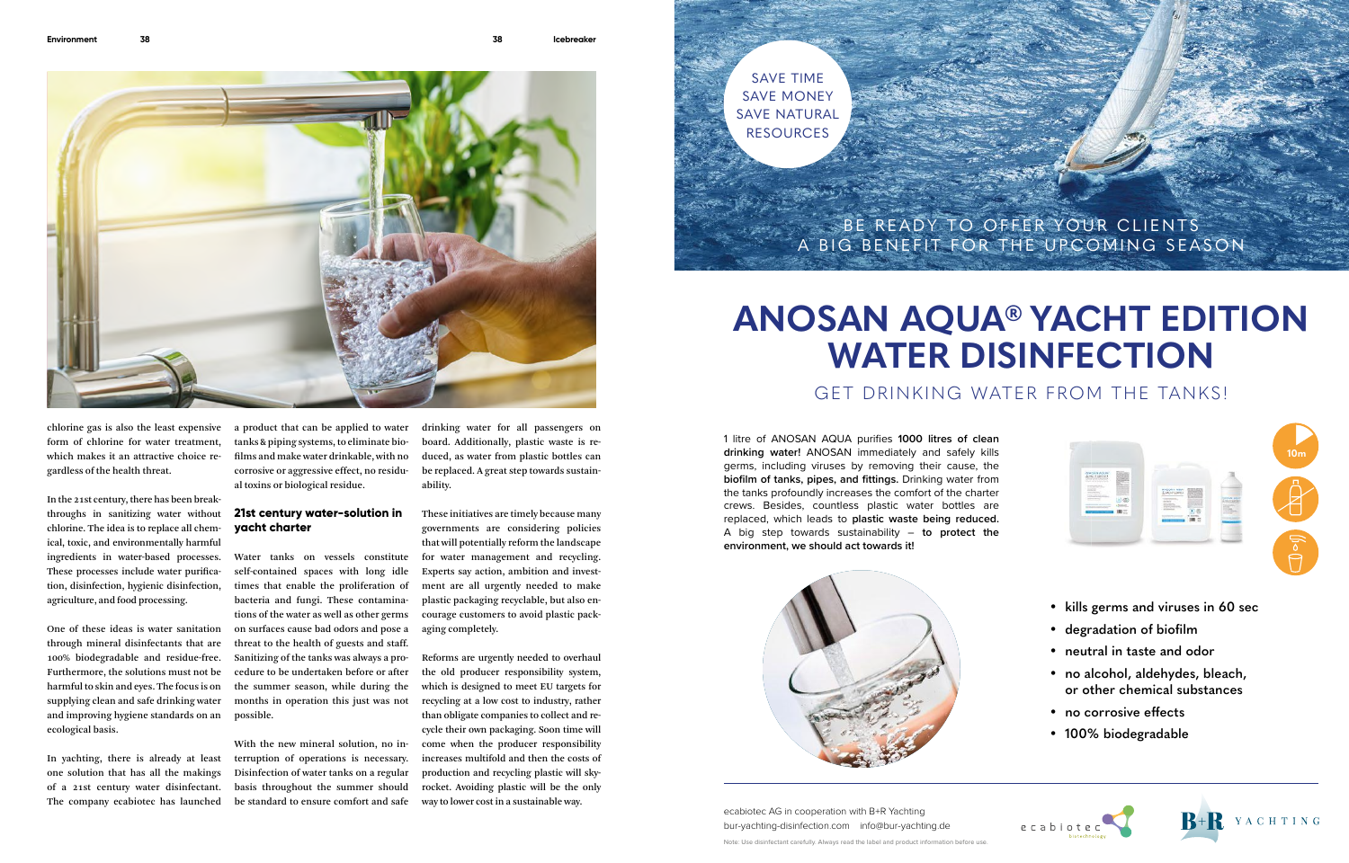chlorine gas is also the least expensive form of chlorine for water treatment, which makes it an attractive choice regardless of the health threat.

In the 21st century, there has been breakthroughs in sanitizing water without chlorine. The idea is to replace all chemical, toxic, and environmentally harmful ingredients in water-based processes. These processes include water purification, disinfection, hygienic disinfection, agriculture, and food processing.

One of these ideas is water sanitation through mineral disinfectants that are 100% biodegradable and residue-free. Furthermore, the solutions must not be harmful to skin and eyes. The focus is on supplying clean and safe drinking water and improving hygiene standards on an ecological basis.

In yachting, there is already at least one solution that has all the makings of a 21st century water disinfectant. The company ecabiotec has launched a product that can be applied to water tanks & piping systems, to eliminate biofilms and make water drinkable, with no corrosive or aggressive effect, no residual toxins or biological residue.

## 21st century water-solution in yacht charter

Water tanks on vessels constitute self-contained spaces with long idle times that enable the proliferation of bacteria and fungi. These contaminations of the water as well as other germs on surfaces cause bad odors and pose a threat to the health of guests and staff. Sanitizing of the tanks was always a procedure to be undertaken before or after the summer season, while during the months in operation this just was not possible.

With the new mineral solution, no interruption of operations is necessary. Disinfection of water tanks on a regular basis throughout the summer should be standard to ensure comfort and safe drinking water for all passengers on board. Additionally, plastic waste is reduced, as water from plastic bottles can be replaced. A great step towards sustainability.

These initiatives are timely because many governments are considering policies that will potentially reform the landscape for water management and recycling. Experts say action, ambition and investment are all urgently needed to make plastic packaging recyclable, but also encourage customers to avoid plastic packaging completely.

Reforms are urgently needed to overhaul the old producer responsibility system, which is designed to meet EU targets for recycling at a low cost to industry, rather than obligate companies to collect and recycle their own packaging. Soon time will come when the producer responsibility increases multifold and then the costs of production and recycling plastic will skyrocket. Avoiding plastic will be the only way to lower cost in a sustainable way.

SAVE TIME
SAVE MONEY
SAVE NATURAL RESOURCES

BE READY TO OFFER YOUR CLIENTS A BIG BENEFIT FOR THE UPCOMING SEASON

# ANOSAN AQUA® YACHT EDITION WATER DISINFECTION

GET DRINKING WATER FROM THE TANKS!

1 litre of ANOSAN AQUA purifies **1000 litres of clean drinking water!** ANOSAN immediately and safely kills germs, including viruses by removing their cause, the **biofilm of tanks, pipes, and fittings.** Drinking water from the tanks profoundly increases the comfort of the charter crews. Besides, countless plastic water bottles are replaced, which leads to **plastic waste being reduced.** A big step towards sustainability – **to protect the environment, we should act towards it!**

10m

- kills germs and viruses in 60 sec
- degradation of biofilm
- neutral in taste and odor
- no alcohol, aldehydes, bleach, or other chemical substances
- no corrosive effects
- 100% biodegradable

ecabiotec AG in cooperation with B+R Yachting
bur-yachting-disinfection.com info@bur-yachting.de

ecabiotec biotechnology

B+R YACHTING

Note: Use disinfectant carefully. Always read the label and product information before use.